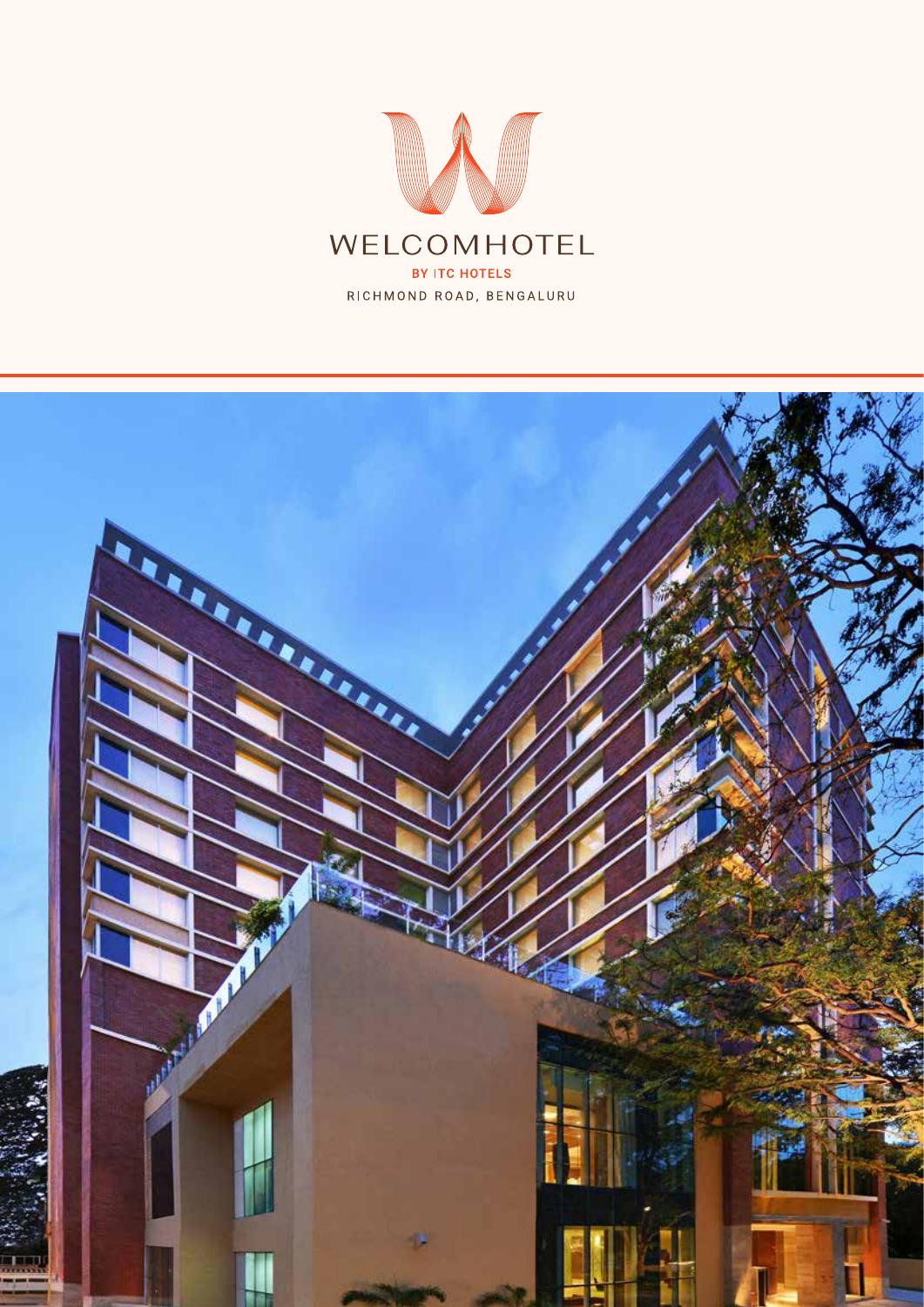# WELCOMHOTEL

BY ITC HOTELS

RICHMOND ROAD, BENGALURU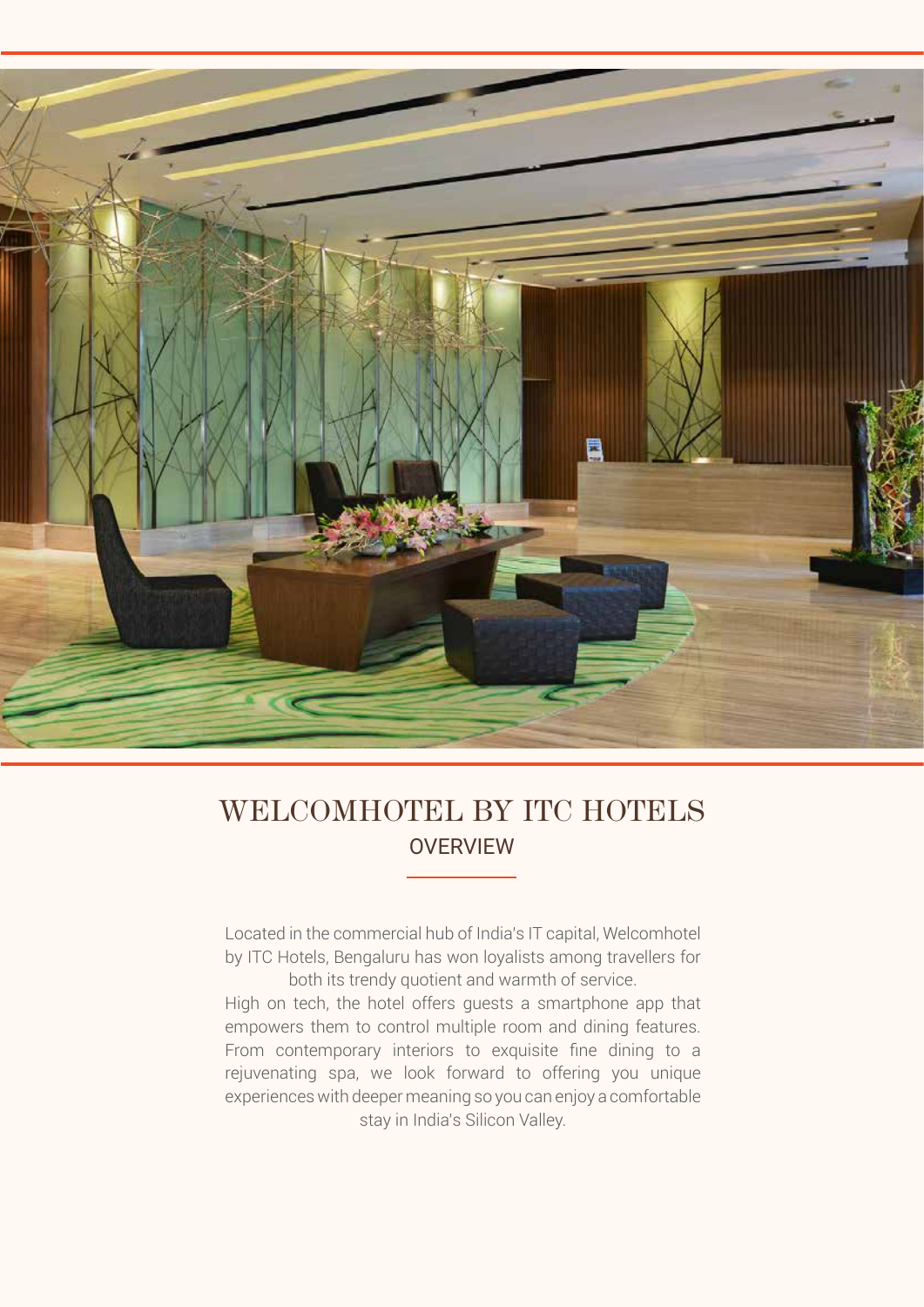# WELCOMHOTEL BY ITC HOTELS

## OVERVIEW

Located in the commercial hub of India's IT capital, Welcomhotel by ITC Hotels, Bengaluru has won loyalists among travellers for both its trendy quotient and warmth of service.

High on tech, the hotel offers guests a smartphone app that empowers them to control multiple room and dining features. From contemporary interiors to exquisite fine dining to a rejuvenating spa, we look forward to offering you unique experiences with deeper meaning so you can enjoy a comfortable stay in India's Silicon Valley.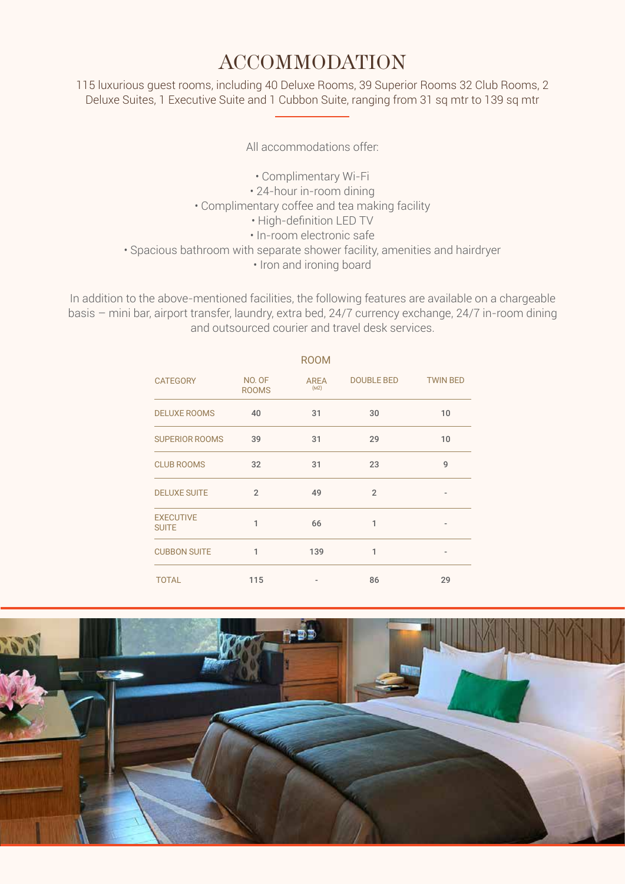# ACCOMMODATION

115 luxurious guest rooms, including 40 Deluxe Rooms, 39 Superior Rooms 32 Club Rooms, 2 Deluxe Suites, 1 Executive Suite and 1 Cubbon Suite, ranging from 31 sq mtr to 139 sq mtr

All accommodations offer:

- Complimentary Wi-Fi
- 24-hour in-room dining
- Complimentary coffee and tea making facility
- High-definition LED TV
- In-room electronic safe
- Spacious bathroom with separate shower facility, amenities and hairdryer
- Iron and ironing board

In addition to the above-mentioned facilities, the following features are available on a chargeable basis – mini bar, airport transfer, laundry, extra bed, 24/7 currency exchange, 24/7 in-room dining and outsourced courier and travel desk services.

ROOM

| CATEGORY | NO. OF ROOMS | AREA (M2) | DOUBLE BED | TWIN BED |
|---|---|---|---|---|
| DELUXE ROOMS | 40 | 31 | 30 | 10 |
| SUPERIOR ROOMS | 39 | 31 | 29 | 10 |
| CLUB ROOMS | 32 | 31 | 23 | 9 |
| DELUXE SUITE | 2 | 49 | 2 | - |
| EXECUTIVE SUITE | 1 | 66 | 1 | - |
| CUBBON SUITE | 1 | 139 | 1 | - |
| TOTAL | 115 | - | 86 | 29 |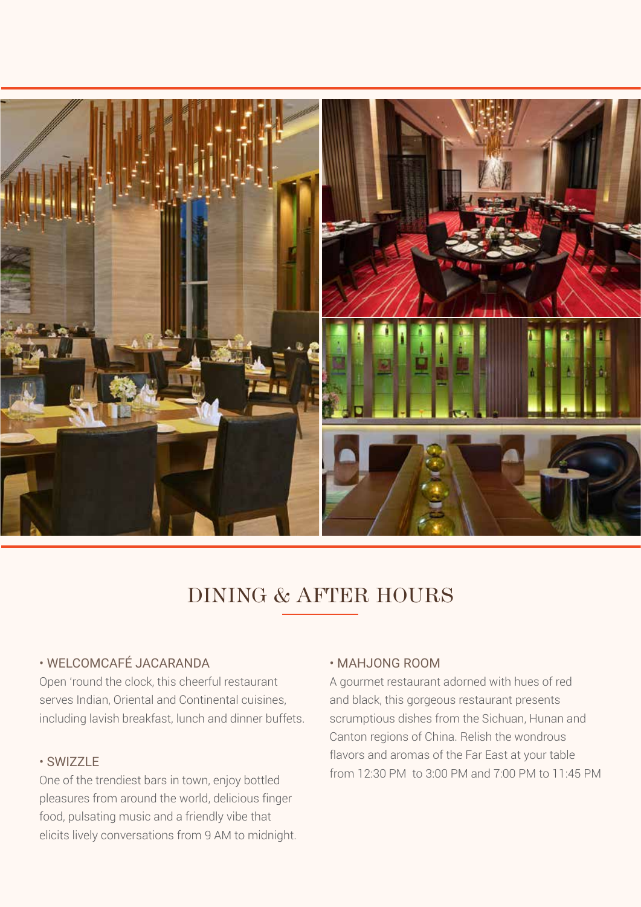# DINING & AFTER HOURS

• WELCOMCAFÉ JACARANDA

Open 'round the clock, this cheerful restaurant serves Indian, Oriental and Continental cuisines, including lavish breakfast, lunch and dinner buffets.

• SWIZZLE

One of the trendiest bars in town, enjoy bottled pleasures from around the world, delicious finger food, pulsating music and a friendly vibe that elicits lively conversations from 9 AM to midnight.

• MAHJONG ROOM

A gourmet restaurant adorned with hues of red and black, this gorgeous restaurant presents scrumptious dishes from the Sichuan, Hunan and Canton regions of China. Relish the wondrous flavors and aromas of the Far East at your table from 12:30 PM to 3:00 PM and 7:00 PM to 11:45 PM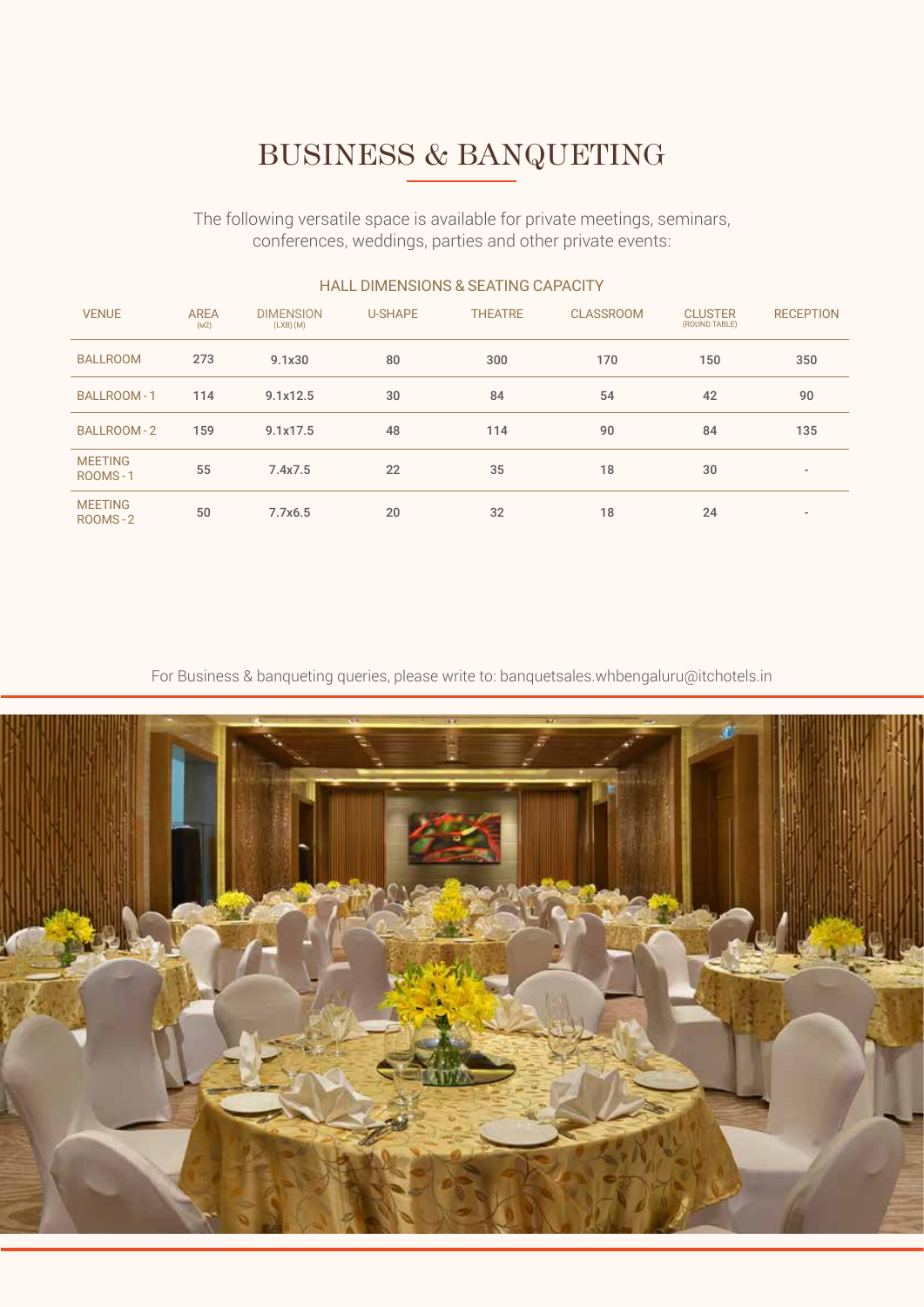# BUSINESS & BANQUETING

The following versatile space is available for private meetings, seminars, conferences, weddings, parties and other private events:

## HALL DIMENSIONS & SEATING CAPACITY

| VENUE | AREA (M2) | DIMENSION (LXB) (M) | U-SHAPE | THEATRE | CLASSROOM | CLUSTER (ROUND TABLE) | RECEPTION |
|---|---|---|---|---|---|---|---|
| BALLROOM | 273 | 9.1x30 | 80 | 300 | 170 | 150 | 350 |
| BALLROOM - 1 | 114 | 9.1x12.5 | 30 | 84 | 54 | 42 | 90 |
| BALLROOM - 2 | 159 | 9.1x17.5 | 48 | 114 | 90 | 84 | 135 |
| MEETING ROOMS - 1 | 55 | 7.4x7.5 | 22 | 35 | 18 | 30 | - |
| MEETING ROOMS - 2 | 50 | 7.7x6.5 | 20 | 32 | 18 | 24 | - |

For Business & banqueting queries, please write to: banquetsales.whbengaluru@itchotels.in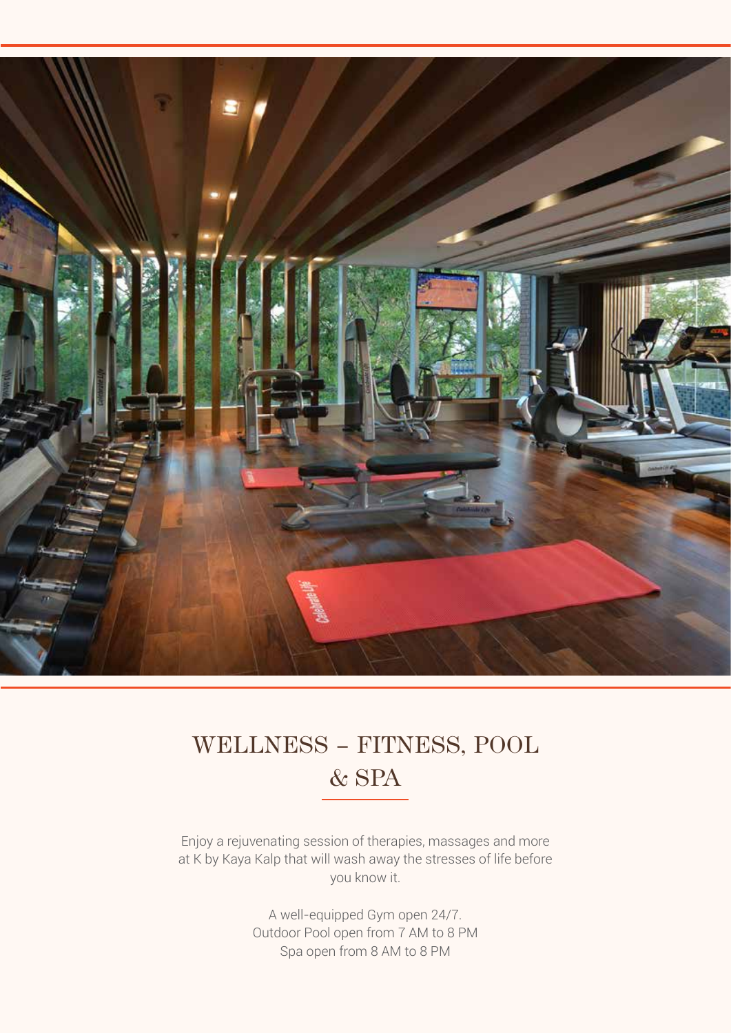# WELLNESS – FITNESS, POOL & SPA

Enjoy a rejuvenating session of therapies, massages and more at K by Kaya Kalp that will wash away the stresses of life before you know it.

A well-equipped Gym open 24/7.
Outdoor Pool open from 7 AM to 8 PM
Spa open from 8 AM to 8 PM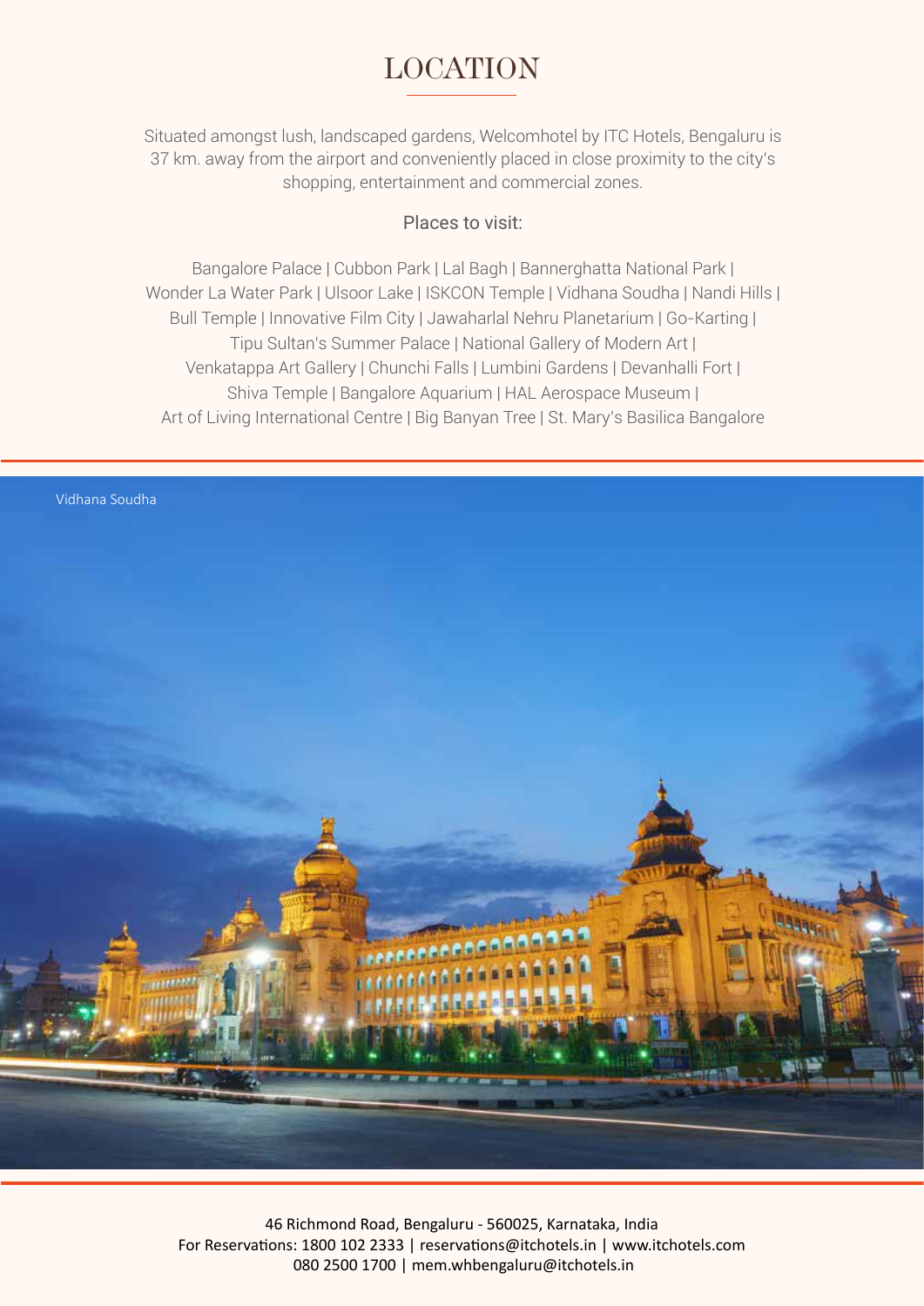# LOCATION

Situated amongst lush, landscaped gardens, Welcomhotel by ITC Hotels, Bengaluru is 37 km. away from the airport and conveniently placed in close proximity to the city's shopping, entertainment and commercial zones.

Places to visit:

Bangalore Palace | Cubbon Park | Lal Bagh | Bannerghatta National Park | Wonder La Water Park | Ulsoor Lake | ISKCON Temple | Vidhana Soudha | Nandi Hills | Bull Temple | Innovative Film City | Jawaharlal Nehru Planetarium | Go-Karting | Tipu Sultan's Summer Palace | National Gallery of Modern Art | Venkatappa Art Gallery | Chunchi Falls | Lumbini Gardens | Devanhalli Fort | Shiva Temple | Bangalore Aquarium | HAL Aerospace Museum | Art of Living International Centre | Big Banyan Tree | St. Mary's Basilica Bangalore

Vidhana Soudha

46 Richmond Road, Bengaluru - 560025, Karnataka, India
For Reservations: 1800 102 2333 | reservations@itchotels.in | www.itchotels.com
080 2500 1700 | mem.whbengaluru@itchotels.in